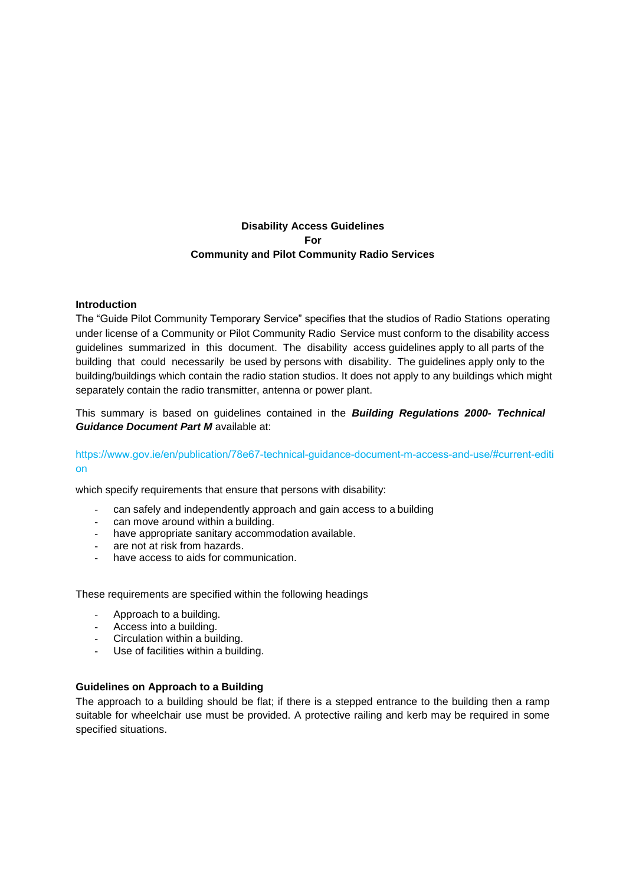**Disability Access Guidelines**
**For**
**Community and Pilot Community Radio Services**

**Introduction**

The "Guide Pilot Community Temporary Service" specifies that the studios of Radio Stations operating under license of a Community or Pilot Community Radio Service must conform to the disability access guidelines summarized in this document. The disability access guidelines apply to all parts of the building that could necessarily be used by persons with disability. The guidelines apply only to the building/buildings which contain the radio station studios. It does not apply to any buildings which might separately contain the radio transmitter, antenna or power plant.

This summary is based on guidelines contained in the ***Building Regulations 2000- Technical Guidance Document Part M*** available at:

https://www.gov.ie/en/publication/78e67-technical-guidance-document-m-access-and-use/#current-edition

which specify requirements that ensure that persons with disability:

- can safely and independently approach and gain access to a building
- can move around within a building.
- have appropriate sanitary accommodation available.
- are not at risk from hazards.
- have access to aids for communication.

These requirements are specified within the following headings

- Approach to a building.
- Access into a building.
- Circulation within a building.
- Use of facilities within a building.

**Guidelines on Approach to a Building**

The approach to a building should be flat; if there is a stepped entrance to the building then a ramp suitable for wheelchair use must be provided. A protective railing and kerb may be required in some specified situations.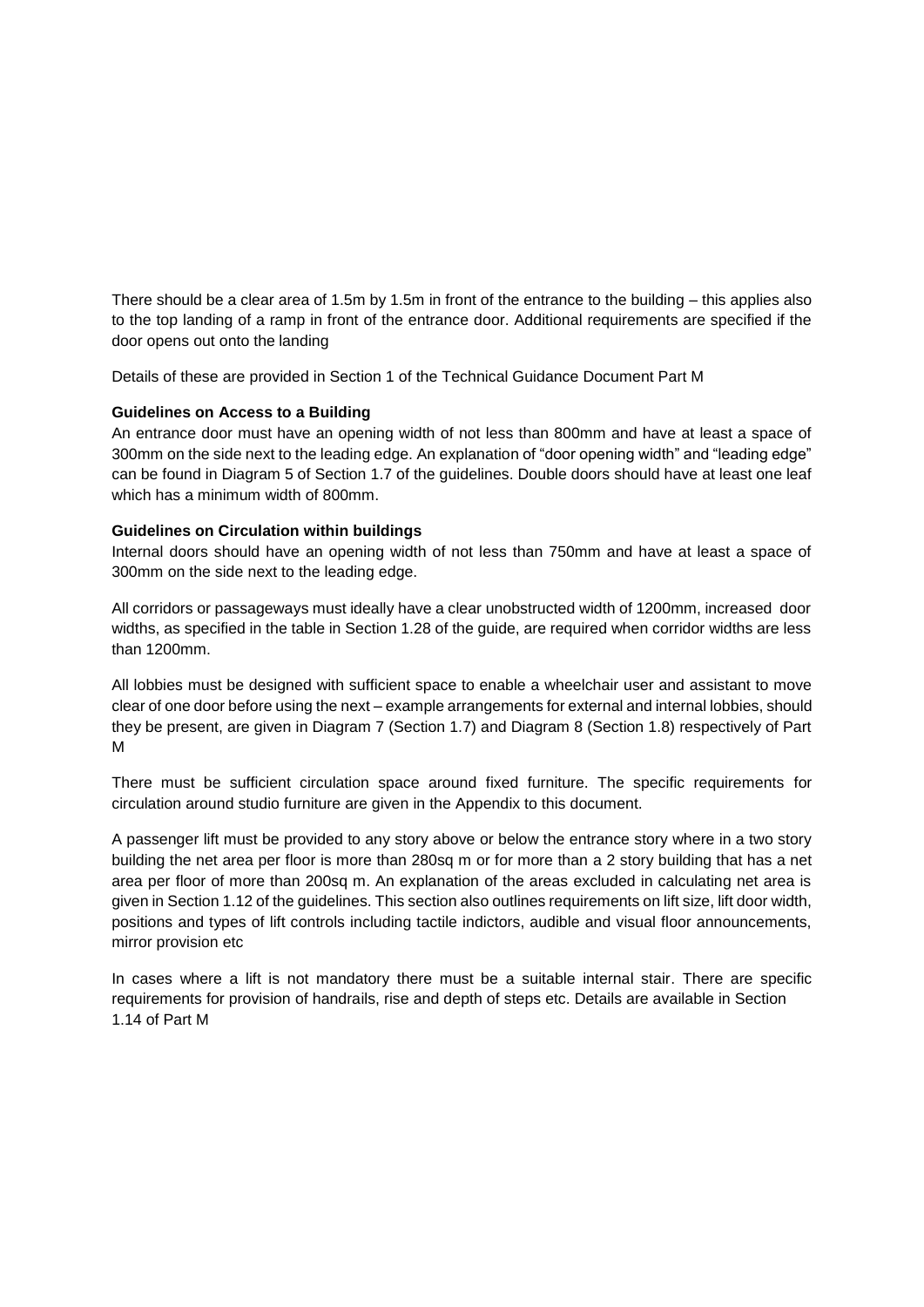There should be a clear area of 1.5m by 1.5m in front of the entrance to the building – this applies also to the top landing of a ramp in front of the entrance door. Additional requirements are specified if the door opens out onto the landing

Details of these are provided in Section 1 of the Technical Guidance Document Part M

**Guidelines on Access to a Building**

An entrance door must have an opening width of not less than 800mm and have at least a space of 300mm on the side next to the leading edge. An explanation of "door opening width" and "leading edge" can be found in Diagram 5 of Section 1.7 of the guidelines. Double doors should have at least one leaf which has a minimum width of 800mm.

**Guidelines on Circulation within buildings**

Internal doors should have an opening width of not less than 750mm and have at least a space of 300mm on the side next to the leading edge.

All corridors or passageways must ideally have a clear unobstructed width of 1200mm, increased door widths, as specified in the table in Section 1.28 of the guide, are required when corridor widths are less than 1200mm.

All lobbies must be designed with sufficient space to enable a wheelchair user and assistant to move clear of one door before using the next – example arrangements for external and internal lobbies, should they be present, are given in Diagram 7 (Section 1.7) and Diagram 8 (Section 1.8) respectively of Part M

There must be sufficient circulation space around fixed furniture. The specific requirements for circulation around studio furniture are given in the Appendix to this document.

A passenger lift must be provided to any story above or below the entrance story where in a two story building the net area per floor is more than 280sq m or for more than a 2 story building that has a net area per floor of more than 200sq m. An explanation of the areas excluded in calculating net area is given in Section 1.12 of the guidelines. This section also outlines requirements on lift size, lift door width, positions and types of lift controls including tactile indictors, audible and visual floor announcements, mirror provision etc

In cases where a lift is not mandatory there must be a suitable internal stair. There are specific requirements for provision of handrails, rise and depth of steps etc. Details are available in Section 1.14 of Part M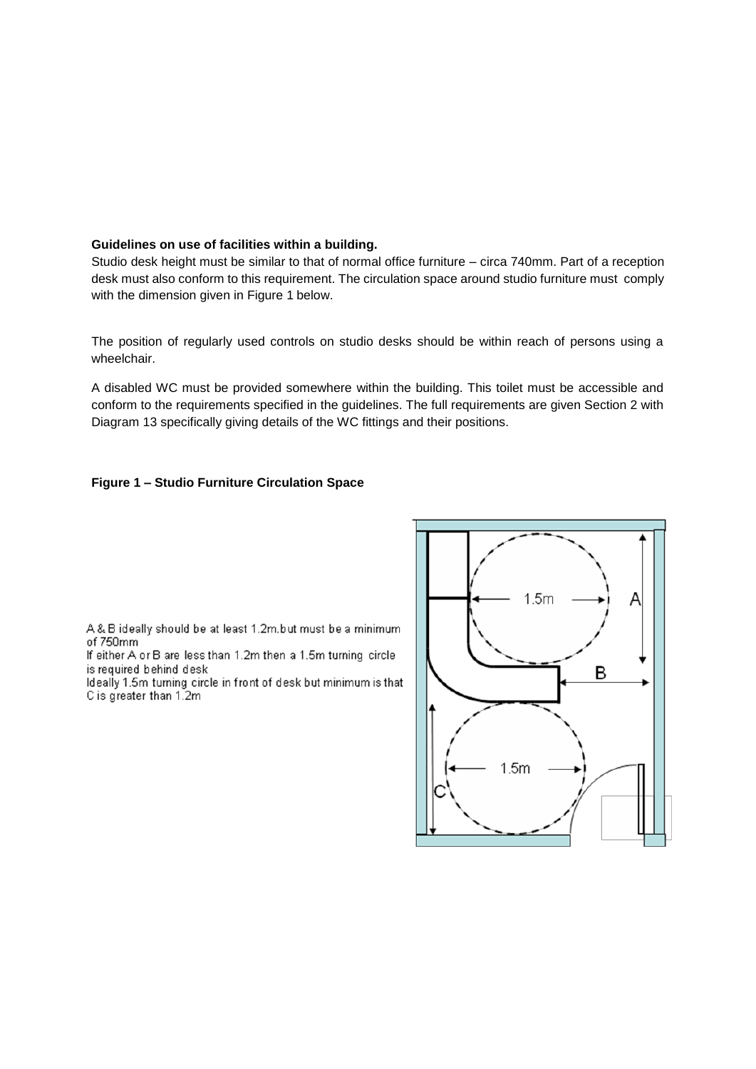**Guidelines on use of facilities within a building.**

Studio desk height must be similar to that of normal office furniture – circa 740mm. Part of a reception desk must also conform to this requirement. The circulation space around studio furniture must comply with the dimension given in Figure 1 below.

The position of regularly used controls on studio desks should be within reach of persons using a wheelchair.

A disabled WC must be provided somewhere within the building. This toilet must be accessible and conform to the requirements specified in the guidelines. The full requirements are given Section 2 with Diagram 13 specifically giving details of the WC fittings and their positions.

**Figure 1 – Studio Furniture Circulation Space**

A & B ideally should be at least 1.2m.but must be a minimum of 750mm

If either A or B are less than 1.2m then a 1.5m turning circle is required behind desk

Ideally 1.5m turning circle in front of desk but minimum is that C is greater than 1.2m

1.5m

A

B

1.5m

C